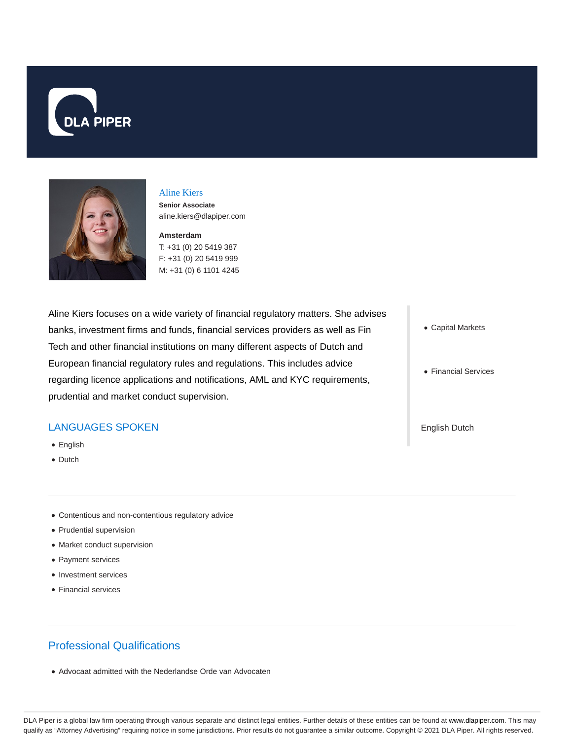# Aline Kiers

**Senior Associate**
aline.kiers@dlapiper.com

**Amsterdam**
T: +31 (0) 20 5419 387
F: +31 (0) 20 5419 999
M: +31 (0) 6 1101 4245

Aline Kiers focuses on a wide variety of financial regulatory matters. She advises banks, investment firms and funds, financial services providers as well as Fin Tech and other financial institutions on many different aspects of Dutch and European financial regulatory rules and regulations. This includes advice regarding licence applications and notifications, AML and KYC requirements, prudential and market conduct supervision.

- Capital Markets
- Financial Services

English Dutch

## LANGUAGES SPOKEN

- English
- Dutch

---

- Contentious and non-contentious regulatory advice
- Prudential supervision
- Market conduct supervision
- Payment services
- Investment services
- Financial services

---

## Professional Qualifications

- Advocaat admitted with the Nederlandse Orde van Advocaten

DLA Piper is a global law firm operating through various separate and distinct legal entities. Further details of these entities can be found at www.dlapiper.com. This may qualify as "Attorney Advertising" requiring notice in some jurisdictions. Prior results do not guarantee a similar outcome. Copyright © 2021 DLA Piper. All rights reserved.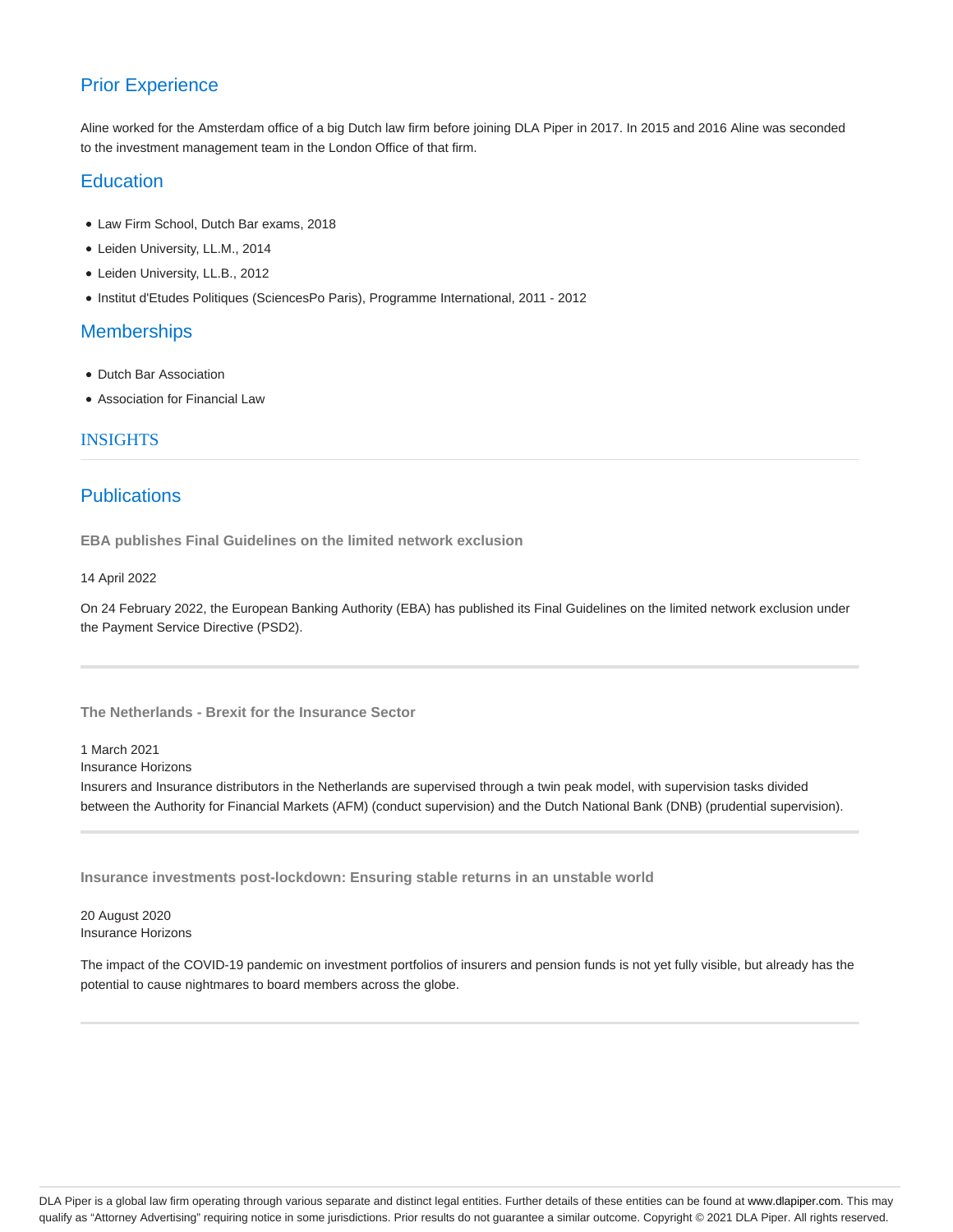## Prior Experience

Aline worked for the Amsterdam office of a big Dutch law firm before joining DLA Piper in 2017. In 2015 and 2016 Aline was seconded to the investment management team in the London Office of that firm.

## Education

- Law Firm School, Dutch Bar exams, 2018
- Leiden University, LL.M., 2014
- Leiden University, LL.B., 2012
- Institut d'Etudes Politiques (SciencesPo Paris), Programme International, 2011 - 2012

## Memberships

- Dutch Bar Association
- Association for Financial Law

## INSIGHTS

## Publications

**EBA publishes Final Guidelines on the limited network exclusion**

14 April 2022

On 24 February 2022, the European Banking Authority (EBA) has published its Final Guidelines on the limited network exclusion under the Payment Service Directive (PSD2).

---

**The Netherlands - Brexit for the Insurance Sector**

1 March 2021
Insurance Horizons
Insurers and Insurance distributors in the Netherlands are supervised through a twin peak model, with supervision tasks divided between the Authority for Financial Markets (AFM) (conduct supervision) and the Dutch National Bank (DNB) (prudential supervision).

---

**Insurance investments post-lockdown: Ensuring stable returns in an unstable world**

20 August 2020
Insurance Horizons

The impact of the COVID-19 pandemic on investment portfolios of insurers and pension funds is not yet fully visible, but already has the potential to cause nightmares to board members across the globe.

---

DLA Piper is a global law firm operating through various separate and distinct legal entities. Further details of these entities can be found at www.dlapiper.com. This may qualify as "Attorney Advertising" requiring notice in some jurisdictions. Prior results do not guarantee a similar outcome. Copyright © 2021 DLA Piper. All rights reserved.